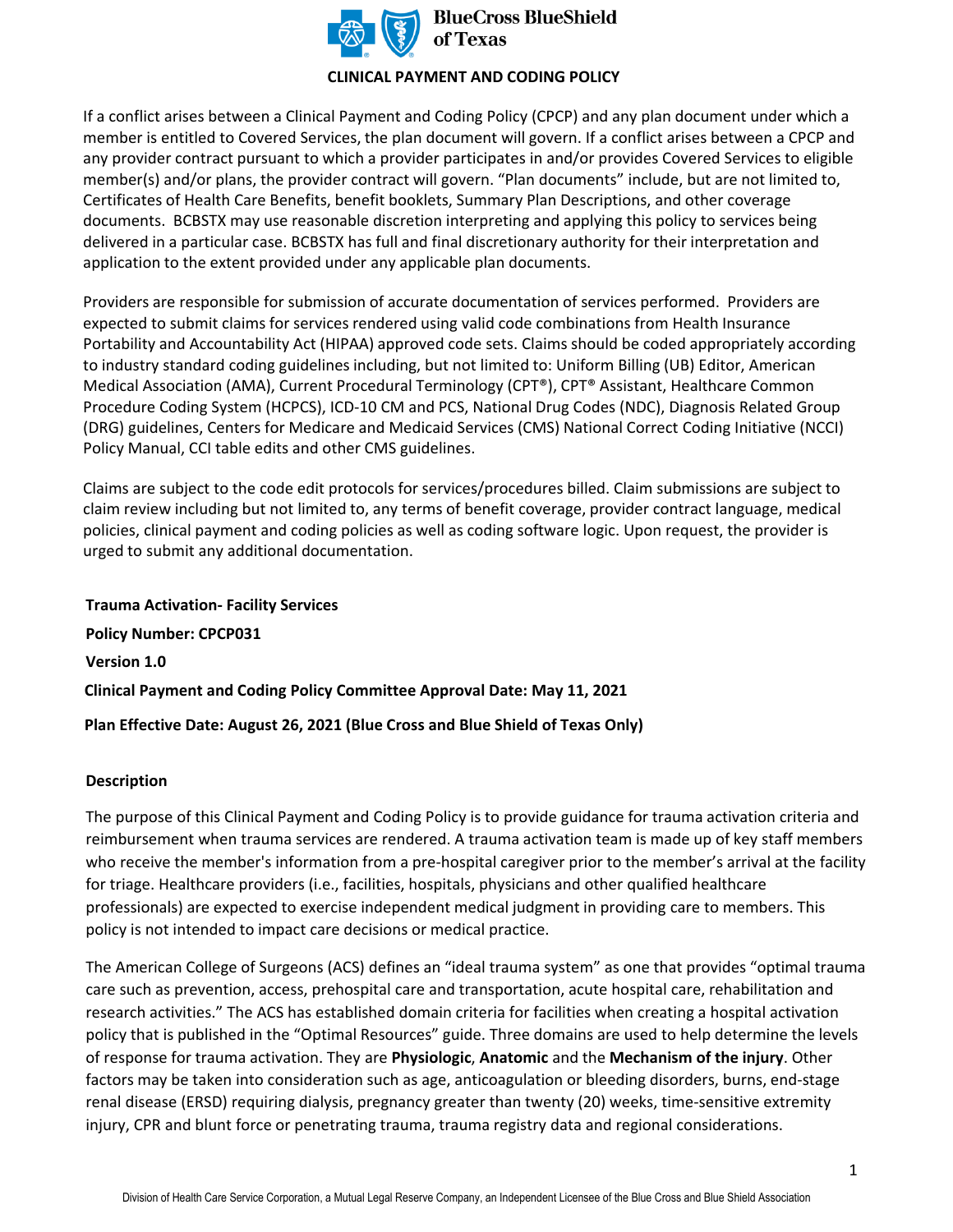**CLINICAL PAYMENT AND CODING POLICY**

If a conflict arises between a Clinical Payment and Coding Policy (CPCP) and any plan document under which a member is entitled to Covered Services, the plan document will govern. If a conflict arises between a CPCP and any provider contract pursuant to which a provider participates in and/or provides Covered Services to eligible member(s) and/or plans, the provider contract will govern. "Plan documents" include, but are not limited to, Certificates of Health Care Benefits, benefit booklets, Summary Plan Descriptions, and other coverage documents. BCBSTX may use reasonable discretion interpreting and applying this policy to services being delivered in a particular case. BCBSTX has full and final discretionary authority for their interpretation and application to the extent provided under any applicable plan documents.

Providers are responsible for submission of accurate documentation of services performed. Providers are expected to submit claims for services rendered using valid code combinations from Health Insurance Portability and Accountability Act (HIPAA) approved code sets. Claims should be coded appropriately according to industry standard coding guidelines including, but not limited to: Uniform Billing (UB) Editor, American Medical Association (AMA), Current Procedural Terminology (CPT®), CPT® Assistant, Healthcare Common Procedure Coding System (HCPCS), ICD-10 CM and PCS, National Drug Codes (NDC), Diagnosis Related Group (DRG) guidelines, Centers for Medicare and Medicaid Services (CMS) National Correct Coding Initiative (NCCI) Policy Manual, CCI table edits and other CMS guidelines.

Claims are subject to the code edit protocols for services/procedures billed. Claim submissions are subject to claim review including but not limited to, any terms of benefit coverage, provider contract language, medical policies, clinical payment and coding policies as well as coding software logic. Upon request, the provider is urged to submit any additional documentation.

**Trauma Activation- Facility Services**

**Policy Number: CPCP031**

**Version 1.0**

**Clinical Payment and Coding Policy Committee Approval Date: May 11, 2021**

**Plan Effective Date: August 26, 2021 (Blue Cross and Blue Shield of Texas Only)**

## Description

The purpose of this Clinical Payment and Coding Policy is to provide guidance for trauma activation criteria and reimbursement when trauma services are rendered. A trauma activation team is made up of key staff members who receive the member's information from a pre-hospital caregiver prior to the member's arrival at the facility for triage. Healthcare providers (i.e., facilities, hospitals, physicians and other qualified healthcare professionals) are expected to exercise independent medical judgment in providing care to members. This policy is not intended to impact care decisions or medical practice.

The American College of Surgeons (ACS) defines an "ideal trauma system" as one that provides "optimal trauma care such as prevention, access, prehospital care and transportation, acute hospital care, rehabilitation and research activities." The ACS has established domain criteria for facilities when creating a hospital activation policy that is published in the "Optimal Resources" guide. Three domains are used to help determine the levels of response for trauma activation. They are **Physiologic**, **Anatomic** and the **Mechanism of the injury**. Other factors may be taken into consideration such as age, anticoagulation or bleeding disorders, burns, end-stage renal disease (ERSD) requiring dialysis, pregnancy greater than twenty (20) weeks, time-sensitive extremity injury, CPR and blunt force or penetrating trauma, trauma registry data and regional considerations.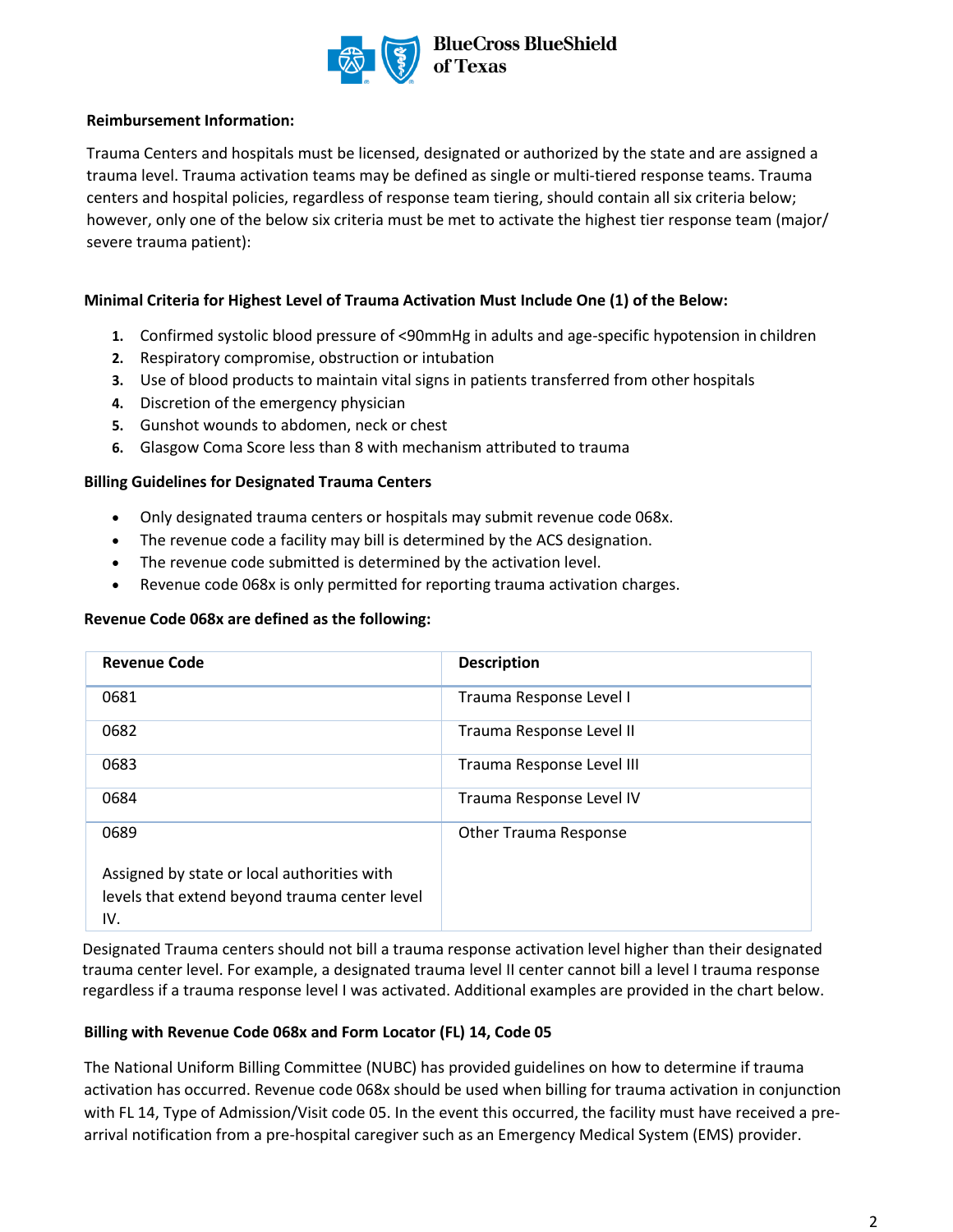**Reimbursement Information:**

Trauma Centers and hospitals must be licensed, designated or authorized by the state and are assigned a trauma level. Trauma activation teams may be defined as single or multi-tiered response teams. Trauma centers and hospital policies, regardless of response team tiering, should contain all six criteria below; however, only one of the below six criteria must be met to activate the highest tier response team (major/ severe trauma patient):

**Minimal Criteria for Highest Level of Trauma Activation Must Include One (1) of the Below:**

1. Confirmed systolic blood pressure of <90mmHg in adults and age-specific hypotension in children
2. Respiratory compromise, obstruction or intubation
3. Use of blood products to maintain vital signs in patients transferred from other hospitals
4. Discretion of the emergency physician
5. Gunshot wounds to abdomen, neck or chest
6. Glasgow Coma Score less than 8 with mechanism attributed to trauma

**Billing Guidelines for Designated Trauma Centers**

- Only designated trauma centers or hospitals may submit revenue code 068x.
- The revenue code a facility may bill is determined by the ACS designation.
- The revenue code submitted is determined by the activation level.
- Revenue code 068x is only permitted for reporting trauma activation charges.

**Revenue Code 068x are defined as the following:**

| Revenue Code | Description |
|---|---|
| 0681 | Trauma Response Level I |
| 0682 | Trauma Response Level II |
| 0683 | Trauma Response Level III |
| 0684 | Trauma Response Level IV |
| 0689<br><br>Assigned by state or local authorities with levels that extend beyond trauma center level IV. | Other Trauma Response |

Designated Trauma centers should not bill a trauma response activation level higher than their designated trauma center level. For example, a designated trauma level II center cannot bill a level I trauma response regardless if a trauma response level I was activated. Additional examples are provided in the chart below.

**Billing with Revenue Code 068x and Form Locator (FL) 14, Code 05**

The National Uniform Billing Committee (NUBC) has provided guidelines on how to determine if trauma activation has occurred. Revenue code 068x should be used when billing for trauma activation in conjunction with FL 14, Type of Admission/Visit code 05. In the event this occurred, the facility must have received a pre-arrival notification from a pre-hospital caregiver such as an Emergency Medical System (EMS) provider.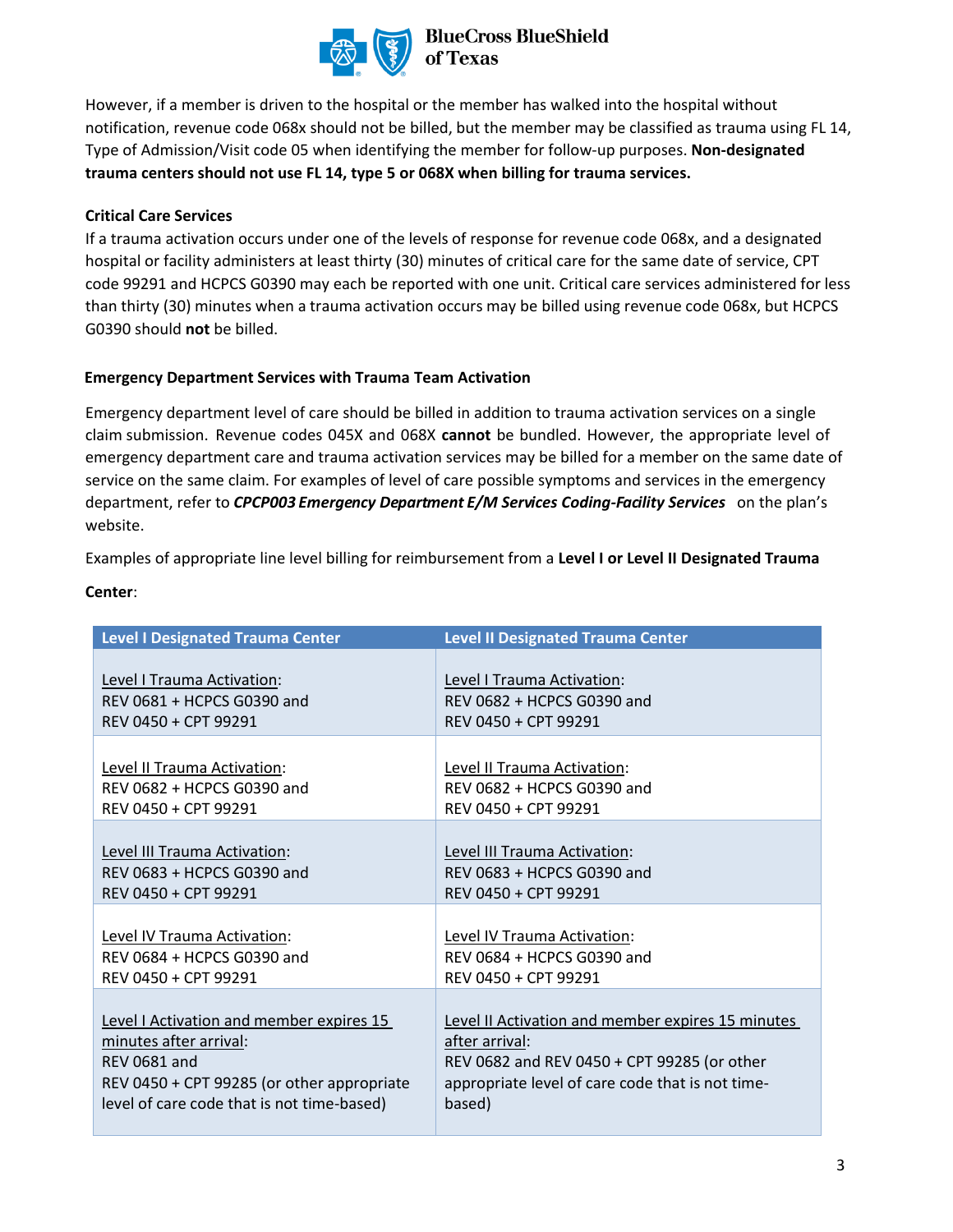However, if a member is driven to the hospital or the member has walked into the hospital without notification, revenue code 068x should not be billed, but the member may be classified as trauma using FL 14, Type of Admission/Visit code 05 when identifying the member for follow-up purposes. **Non-designated trauma centers should not use FL 14, type 5 or 068X when billing for trauma services.**

**Critical Care Services**

If a trauma activation occurs under one of the levels of response for revenue code 068x, and a designated hospital or facility administers at least thirty (30) minutes of critical care for the same date of service, CPT code 99291 and HCPCS G0390 may each be reported with one unit. Critical care services administered for less than thirty (30) minutes when a trauma activation occurs may be billed using revenue code 068x, but HCPCS G0390 should **not** be billed.

**Emergency Department Services with Trauma Team Activation**

Emergency department level of care should be billed in addition to trauma activation services on a single claim submission. Revenue codes 045X and 068X **cannot** be bundled. However, the appropriate level of emergency department care and trauma activation services may be billed for a member on the same date of service on the same claim. For examples of level of care possible symptoms and services in the emergency department, refer to ***CPCP003 Emergency Department E/M Services Coding-Facility Services*** on the plan's website.

Examples of appropriate line level billing for reimbursement from a **Level I or Level II Designated Trauma Center**:

| Level I Designated Trauma Center | Level II Designated Trauma Center |
|---|---|
| Level I Trauma Activation:<br>REV 0681 + HCPCS G0390 and<br>REV 0450 + CPT 99291 | Level I Trauma Activation:<br>REV 0682 + HCPCS G0390 and<br>REV 0450 + CPT 99291 |
| Level II Trauma Activation:<br>REV 0682 + HCPCS G0390 and<br>REV 0450 + CPT 99291 | Level II Trauma Activation:<br>REV 0682 + HCPCS G0390 and<br>REV 0450 + CPT 99291 |
| Level III Trauma Activation:<br>REV 0683 + HCPCS G0390 and<br>REV 0450 + CPT 99291 | Level III Trauma Activation:<br>REV 0683 + HCPCS G0390 and<br>REV 0450 + CPT 99291 |
| Level IV Trauma Activation:<br>REV 0684 + HCPCS G0390 and<br>REV 0450 + CPT 99291 | Level IV Trauma Activation:<br>REV 0684 + HCPCS G0390 and<br>REV 0450 + CPT 99291 |
| Level I Activation and member expires 15 minutes after arrival:<br>REV 0681 and<br>REV 0450 + CPT 99285 (or other appropriate level of care code that is not time-based) | Level II Activation and member expires 15 minutes after arrival:<br>REV 0682 and REV 0450 + CPT 99285 (or other appropriate level of care code that is not time-based) |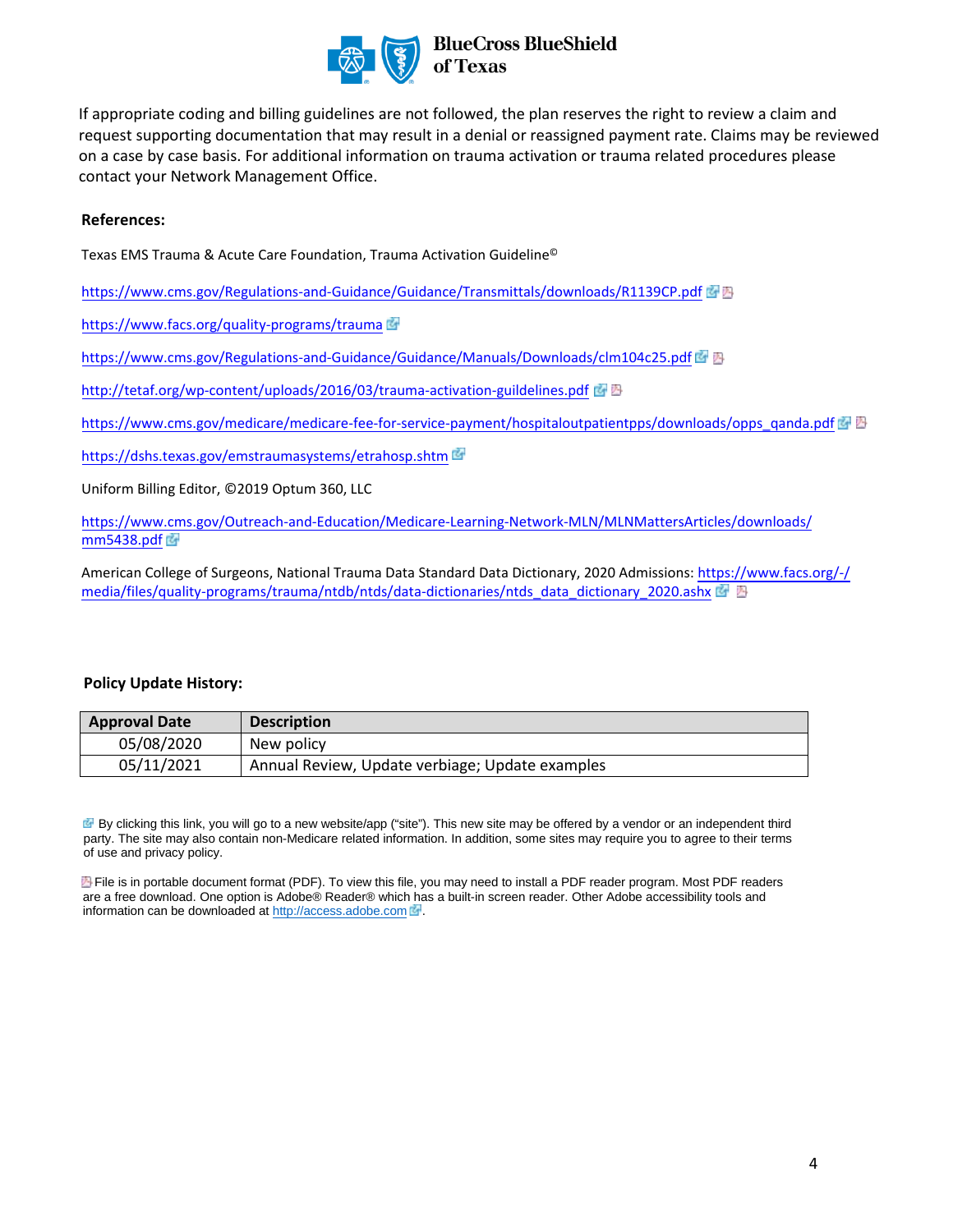If appropriate coding and billing guidelines are not followed, the plan reserves the right to review a claim and request supporting documentation that may result in a denial or reassigned payment rate. Claims may be reviewed on a case by case basis. For additional information on trauma activation or trauma related procedures please contact your Network Management Office.

**References:**

Texas EMS Trauma & Acute Care Foundation, Trauma Activation Guideline©

https://www.cms.gov/Regulations-and-Guidance/Guidance/Transmittals/downloads/R1139CP.pdf

https://www.facs.org/quality-programs/trauma

https://www.cms.gov/Regulations-and-Guidance/Guidance/Manuals/Downloads/clm104c25.pdf

http://tetaf.org/wp-content/uploads/2016/03/trauma-activation-guildelines.pdf

https://www.cms.gov/medicare/medicare-fee-for-service-payment/hospitaloutpatientpps/downloads/opps_qanda.pdf

https://dshs.texas.gov/emstraumasystems/etrahosp.shtm

Uniform Billing Editor, ©2019 Optum 360, LLC

https://www.cms.gov/Outreach-and-Education/Medicare-Learning-Network-MLN/MLNMattersArticles/downloads/mm5438.pdf

American College of Surgeons, National Trauma Data Standard Data Dictionary, 2020 Admissions: https://www.facs.org/-/media/files/quality-programs/trauma/ntdb/ntds/data-dictionaries/ntds_data_dictionary_2020.ashx

**Policy Update History:**

| Approval Date | Description |
|---|---|
| 05/08/2020 | New policy |
| 05/11/2021 | Annual Review, Update verbiage; Update examples |

By clicking this link, you will go to a new website/app ("site"). This new site may be offered by a vendor or an independent third party. The site may also contain non-Medicare related information. In addition, some sites may require you to agree to their terms of use and privacy policy.

File is in portable document format (PDF). To view this file, you may need to install a PDF reader program. Most PDF readers are a free download. One option is Adobe® Reader® which has a built-in screen reader. Other Adobe accessibility tools and information can be downloaded at http://access.adobe.com.